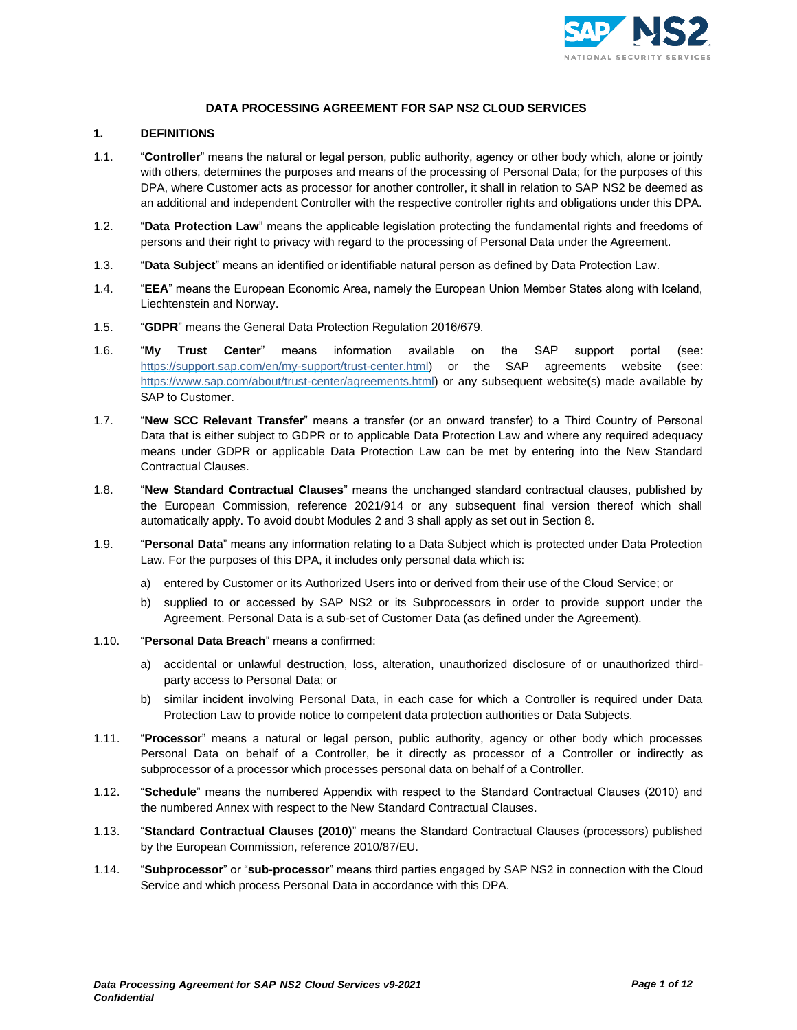**DATA PROCESSING AGREEMENT FOR SAP NS2 CLOUD SERVICES**

**1. DEFINITIONS**

1.1. "**Controller**" means the natural or legal person, public authority, agency or other body which, alone or jointly with others, determines the purposes and means of the processing of Personal Data; for the purposes of this DPA, where Customer acts as processor for another controller, it shall in relation to SAP NS2 be deemed as an additional and independent Controller with the respective controller rights and obligations under this DPA.

1.2. "**Data Protection Law**" means the applicable legislation protecting the fundamental rights and freedoms of persons and their right to privacy with regard to the processing of Personal Data under the Agreement.

1.3. "**Data Subject**" means an identified or identifiable natural person as defined by Data Protection Law.

1.4. "**EEA**" means the European Economic Area, namely the European Union Member States along with Iceland, Liechtenstein and Norway.

1.5. "**GDPR**" means the General Data Protection Regulation 2016/679.

1.6. "**My Trust Center**" means information available on the SAP support portal (see: https://support.sap.com/en/my-support/trust-center.html) or the SAP agreements website (see: https://www.sap.com/about/trust-center/agreements.html) or any subsequent website(s) made available by SAP to Customer.

1.7. "**New SCC Relevant Transfer**" means a transfer (or an onward transfer) to a Third Country of Personal Data that is either subject to GDPR or to applicable Data Protection Law and where any required adequacy means under GDPR or applicable Data Protection Law can be met by entering into the New Standard Contractual Clauses.

1.8. "**New Standard Contractual Clauses**" means the unchanged standard contractual clauses, published by the European Commission, reference 2021/914 or any subsequent final version thereof which shall automatically apply. To avoid doubt Modules 2 and 3 shall apply as set out in Section 8.

1.9. "**Personal Data**" means any information relating to a Data Subject which is protected under Data Protection Law. For the purposes of this DPA, it includes only personal data which is:

a) entered by Customer or its Authorized Users into or derived from their use of the Cloud Service; or

b) supplied to or accessed by SAP NS2 or its Subprocessors in order to provide support under the Agreement. Personal Data is a sub-set of Customer Data (as defined under the Agreement).

1.10. "**Personal Data Breach**" means a confirmed:

a) accidental or unlawful destruction, loss, alteration, unauthorized disclosure of or unauthorized third-party access to Personal Data; or

b) similar incident involving Personal Data, in each case for which a Controller is required under Data Protection Law to provide notice to competent data protection authorities or Data Subjects.

1.11. "**Processor**" means a natural or legal person, public authority, agency or other body which processes Personal Data on behalf of a Controller, be it directly as processor of a Controller or indirectly as subprocessor of a processor which processes personal data on behalf of a Controller.

1.12. "**Schedule**" means the numbered Appendix with respect to the Standard Contractual Clauses (2010) and the numbered Annex with respect to the New Standard Contractual Clauses.

1.13. "**Standard Contractual Clauses (2010)**" means the Standard Contractual Clauses (processors) published by the European Commission, reference 2010/87/EU.

1.14. "**Subprocessor**" or "**sub-processor**" means third parties engaged by SAP NS2 in connection with the Cloud Service and which process Personal Data in accordance with this DPA.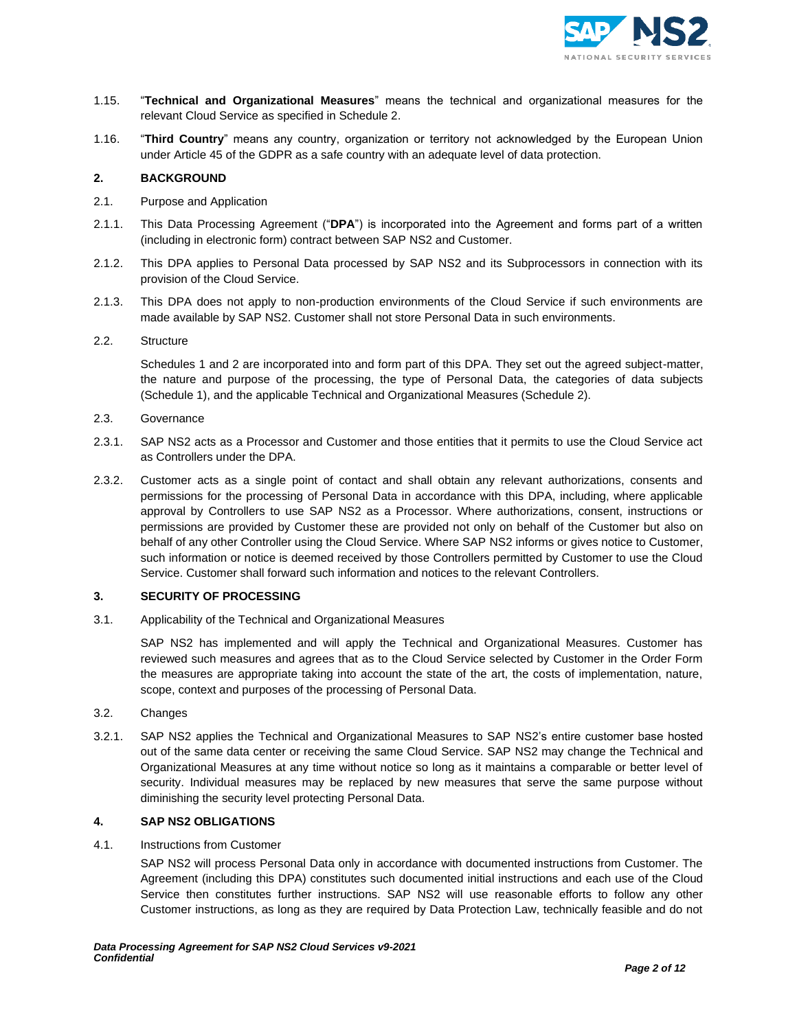1.15. "**Technical and Organizational Measures**" means the technical and organizational measures for the relevant Cloud Service as specified in Schedule 2.

1.16. "**Third Country**" means any country, organization or territory not acknowledged by the European Union under Article 45 of the GDPR as a safe country with an adequate level of data protection.

## 2. BACKGROUND

2.1. Purpose and Application

2.1.1. This Data Processing Agreement ("**DPA**") is incorporated into the Agreement and forms part of a written (including in electronic form) contract between SAP NS2 and Customer.

2.1.2. This DPA applies to Personal Data processed by SAP NS2 and its Subprocessors in connection with its provision of the Cloud Service.

2.1.3. This DPA does not apply to non-production environments of the Cloud Service if such environments are made available by SAP NS2. Customer shall not store Personal Data in such environments.

2.2. Structure

Schedules 1 and 2 are incorporated into and form part of this DPA. They set out the agreed subject-matter, the nature and purpose of the processing, the type of Personal Data, the categories of data subjects (Schedule 1), and the applicable Technical and Organizational Measures (Schedule 2).

2.3. Governance

2.3.1. SAP NS2 acts as a Processor and Customer and those entities that it permits to use the Cloud Service act as Controllers under the DPA.

2.3.2. Customer acts as a single point of contact and shall obtain any relevant authorizations, consents and permissions for the processing of Personal Data in accordance with this DPA, including, where applicable approval by Controllers to use SAP NS2 as a Processor. Where authorizations, consent, instructions or permissions are provided by Customer these are provided not only on behalf of the Customer but also on behalf of any other Controller using the Cloud Service. Where SAP NS2 informs or gives notice to Customer, such information or notice is deemed received by those Controllers permitted by Customer to use the Cloud Service. Customer shall forward such information and notices to the relevant Controllers.

## 3. SECURITY OF PROCESSING

3.1. Applicability of the Technical and Organizational Measures

SAP NS2 has implemented and will apply the Technical and Organizational Measures. Customer has reviewed such measures and agrees that as to the Cloud Service selected by Customer in the Order Form the measures are appropriate taking into account the state of the art, the costs of implementation, nature, scope, context and purposes of the processing of Personal Data.

3.2. Changes

3.2.1. SAP NS2 applies the Technical and Organizational Measures to SAP NS2's entire customer base hosted out of the same data center or receiving the same Cloud Service. SAP NS2 may change the Technical and Organizational Measures at any time without notice so long as it maintains a comparable or better level of security. Individual measures may be replaced by new measures that serve the same purpose without diminishing the security level protecting Personal Data.

## 4. SAP NS2 OBLIGATIONS

4.1. Instructions from Customer

SAP NS2 will process Personal Data only in accordance with documented instructions from Customer. The Agreement (including this DPA) constitutes such documented initial instructions and each use of the Cloud Service then constitutes further instructions. SAP NS2 will use reasonable efforts to follow any other Customer instructions, as long as they are required by Data Protection Law, technically feasible and do not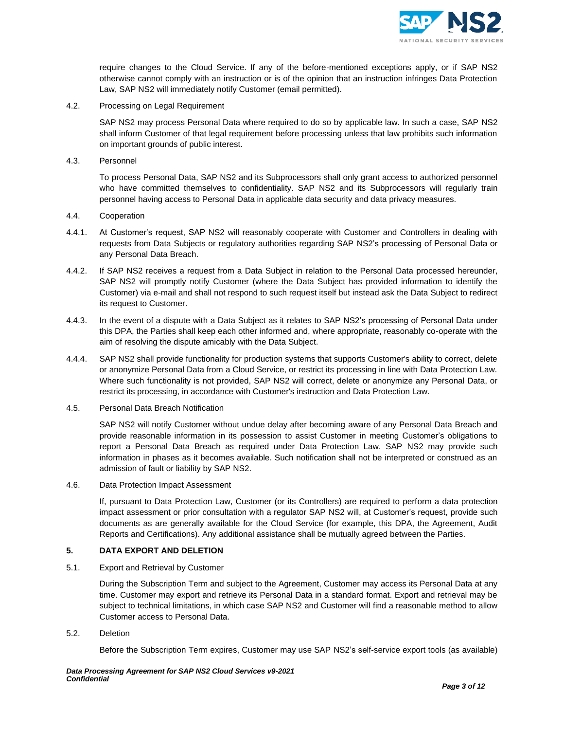require changes to the Cloud Service. If any of the before-mentioned exceptions apply, or if SAP NS2 otherwise cannot comply with an instruction or is of the opinion that an instruction infringes Data Protection Law, SAP NS2 will immediately notify Customer (email permitted).

4.2. Processing on Legal Requirement

SAP NS2 may process Personal Data where required to do so by applicable law. In such a case, SAP NS2 shall inform Customer of that legal requirement before processing unless that law prohibits such information on important grounds of public interest.

4.3. Personnel

To process Personal Data, SAP NS2 and its Subprocessors shall only grant access to authorized personnel who have committed themselves to confidentiality. SAP NS2 and its Subprocessors will regularly train personnel having access to Personal Data in applicable data security and data privacy measures.

4.4. Cooperation

4.4.1. At Customer's request, SAP NS2 will reasonably cooperate with Customer and Controllers in dealing with requests from Data Subjects or regulatory authorities regarding SAP NS2's processing of Personal Data or any Personal Data Breach.

4.4.2. If SAP NS2 receives a request from a Data Subject in relation to the Personal Data processed hereunder, SAP NS2 will promptly notify Customer (where the Data Subject has provided information to identify the Customer) via e-mail and shall not respond to such request itself but instead ask the Data Subject to redirect its request to Customer.

4.4.3. In the event of a dispute with a Data Subject as it relates to SAP NS2's processing of Personal Data under this DPA, the Parties shall keep each other informed and, where appropriate, reasonably co-operate with the aim of resolving the dispute amicably with the Data Subject.

4.4.4. SAP NS2 shall provide functionality for production systems that supports Customer's ability to correct, delete or anonymize Personal Data from a Cloud Service, or restrict its processing in line with Data Protection Law. Where such functionality is not provided, SAP NS2 will correct, delete or anonymize any Personal Data, or restrict its processing, in accordance with Customer's instruction and Data Protection Law.

4.5. Personal Data Breach Notification

SAP NS2 will notify Customer without undue delay after becoming aware of any Personal Data Breach and provide reasonable information in its possession to assist Customer in meeting Customer's obligations to report a Personal Data Breach as required under Data Protection Law. SAP NS2 may provide such information in phases as it becomes available. Such notification shall not be interpreted or construed as an admission of fault or liability by SAP NS2.

4.6. Data Protection Impact Assessment

If, pursuant to Data Protection Law, Customer (or its Controllers) are required to perform a data protection impact assessment or prior consultation with a regulator SAP NS2 will, at Customer's request, provide such documents as are generally available for the Cloud Service (for example, this DPA, the Agreement, Audit Reports and Certifications). Any additional assistance shall be mutually agreed between the Parties.

## 5. DATA EXPORT AND DELETION

5.1. Export and Retrieval by Customer

During the Subscription Term and subject to the Agreement, Customer may access its Personal Data at any time. Customer may export and retrieve its Personal Data in a standard format. Export and retrieval may be subject to technical limitations, in which case SAP NS2 and Customer will find a reasonable method to allow Customer access to Personal Data.

5.2. Deletion

Before the Subscription Term expires, Customer may use SAP NS2's self-service export tools (as available)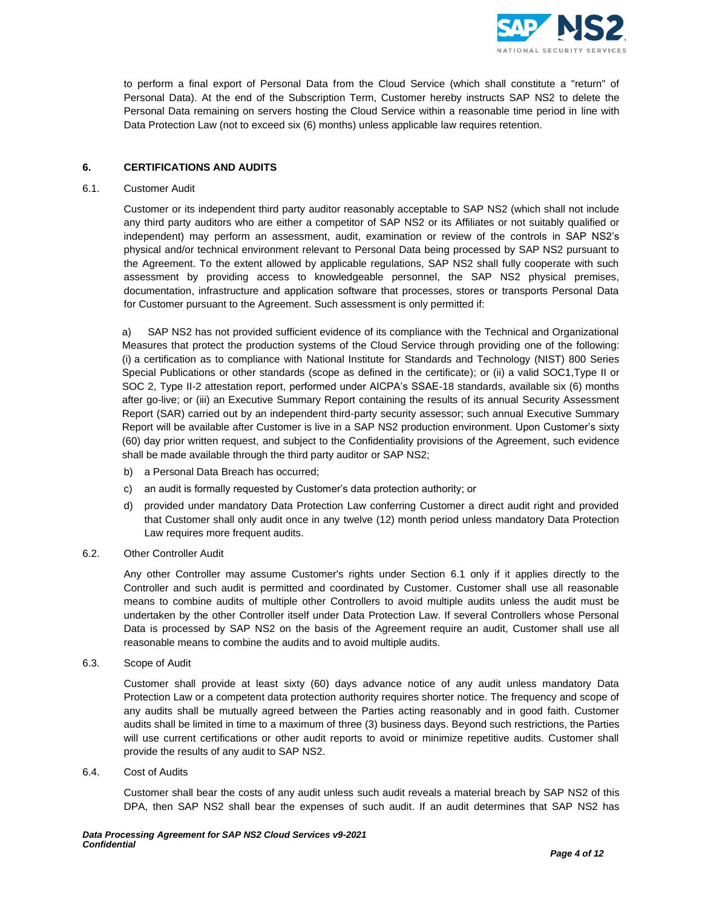to perform a final export of Personal Data from the Cloud Service (which shall constitute a "return" of Personal Data). At the end of the Subscription Term, Customer hereby instructs SAP NS2 to delete the Personal Data remaining on servers hosting the Cloud Service within a reasonable time period in line with Data Protection Law (not to exceed six (6) months) unless applicable law requires retention.

## 6. CERTIFICATIONS AND AUDITS

### 6.1. Customer Audit

Customer or its independent third party auditor reasonably acceptable to SAP NS2 (which shall not include any third party auditors who are either a competitor of SAP NS2 or its Affiliates or not suitably qualified or independent) may perform an assessment, audit, examination or review of the controls in SAP NS2's physical and/or technical environment relevant to Personal Data being processed by SAP NS2 pursuant to the Agreement. To the extent allowed by applicable regulations, SAP NS2 shall fully cooperate with such assessment by providing access to knowledgeable personnel, the SAP NS2 physical premises, documentation, infrastructure and application software that processes, stores or transports Personal Data for Customer pursuant to the Agreement. Such assessment is only permitted if:

a) SAP NS2 has not provided sufficient evidence of its compliance with the Technical and Organizational Measures that protect the production systems of the Cloud Service through providing one of the following: (i) a certification as to compliance with National Institute for Standards and Technology (NIST) 800 Series Special Publications or other standards (scope as defined in the certificate); or (ii) a valid SOC1,Type II or SOC 2, Type II-2 attestation report, performed under AICPA's SSAE-18 standards, available six (6) months after go-live; or (iii) an Executive Summary Report containing the results of its annual Security Assessment Report (SAR) carried out by an independent third-party security assessor; such annual Executive Summary Report will be available after Customer is live in a SAP NS2 production environment. Upon Customer's sixty (60) day prior written request, and subject to the Confidentiality provisions of the Agreement, such evidence shall be made available through the third party auditor or SAP NS2;

b) a Personal Data Breach has occurred;

c) an audit is formally requested by Customer's data protection authority; or

d) provided under mandatory Data Protection Law conferring Customer a direct audit right and provided that Customer shall only audit once in any twelve (12) month period unless mandatory Data Protection Law requires more frequent audits.

### 6.2. Other Controller Audit

Any other Controller may assume Customer's rights under Section 6.1 only if it applies directly to the Controller and such audit is permitted and coordinated by Customer. Customer shall use all reasonable means to combine audits of multiple other Controllers to avoid multiple audits unless the audit must be undertaken by the other Controller itself under Data Protection Law. If several Controllers whose Personal Data is processed by SAP NS2 on the basis of the Agreement require an audit, Customer shall use all reasonable means to combine the audits and to avoid multiple audits.

### 6.3. Scope of Audit

Customer shall provide at least sixty (60) days advance notice of any audit unless mandatory Data Protection Law or a competent data protection authority requires shorter notice. The frequency and scope of any audits shall be mutually agreed between the Parties acting reasonably and in good faith. Customer audits shall be limited in time to a maximum of three (3) business days. Beyond such restrictions, the Parties will use current certifications or other audit reports to avoid or minimize repetitive audits. Customer shall provide the results of any audit to SAP NS2.

### 6.4. Cost of Audits

Customer shall bear the costs of any audit unless such audit reveals a material breach by SAP NS2 of this DPA, then SAP NS2 shall bear the expenses of such audit. If an audit determines that SAP NS2 has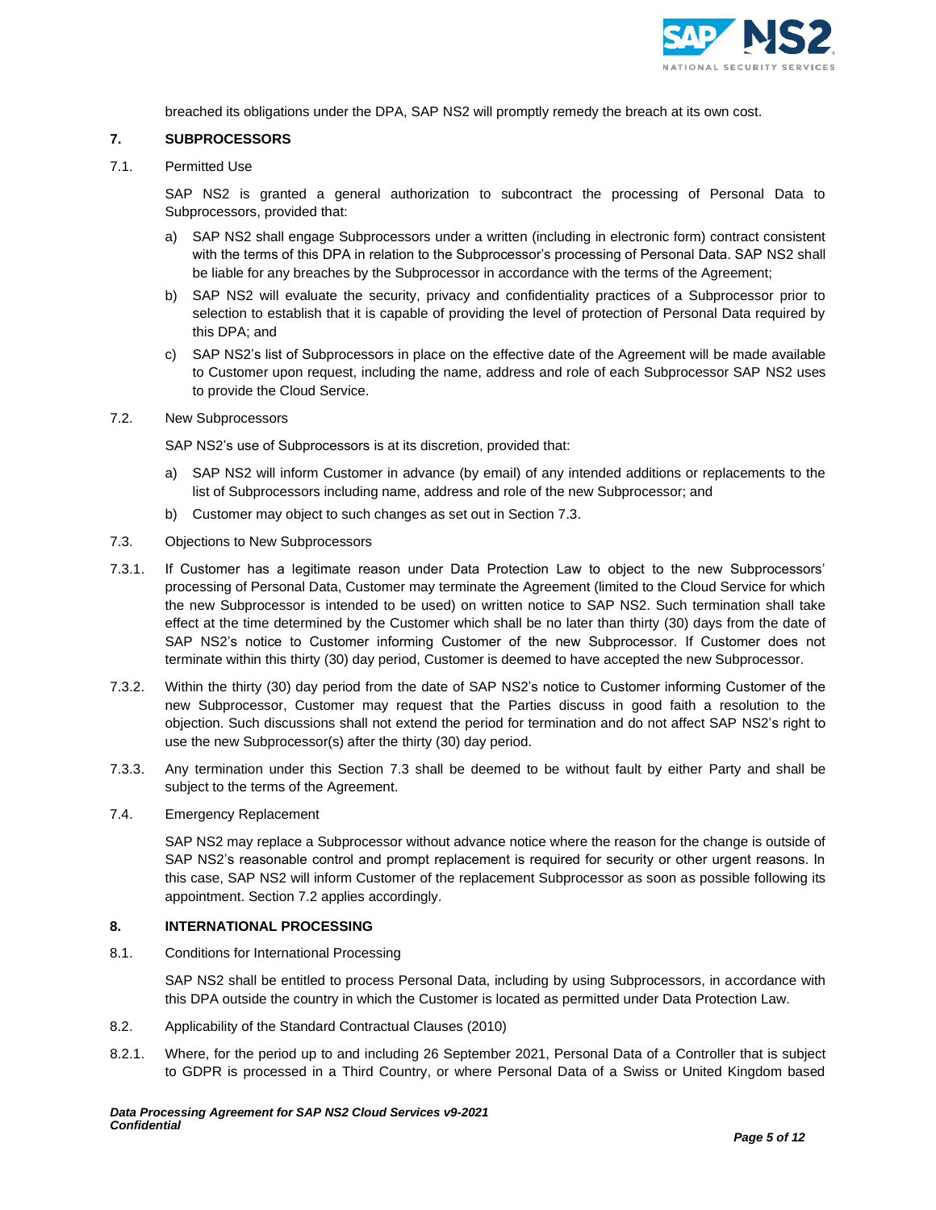breached its obligations under the DPA, SAP NS2 will promptly remedy the breach at its own cost.

## 7. SUBPROCESSORS

7.1. Permitted Use

SAP NS2 is granted a general authorization to subcontract the processing of Personal Data to Subprocessors, provided that:

a) SAP NS2 shall engage Subprocessors under a written (including in electronic form) contract consistent with the terms of this DPA in relation to the Subprocessor's processing of Personal Data. SAP NS2 shall be liable for any breaches by the Subprocessor in accordance with the terms of the Agreement;

b) SAP NS2 will evaluate the security, privacy and confidentiality practices of a Subprocessor prior to selection to establish that it is capable of providing the level of protection of Personal Data required by this DPA; and

c) SAP NS2's list of Subprocessors in place on the effective date of the Agreement will be made available to Customer upon request, including the name, address and role of each Subprocessor SAP NS2 uses to provide the Cloud Service.

7.2. New Subprocessors

SAP NS2's use of Subprocessors is at its discretion, provided that:

a) SAP NS2 will inform Customer in advance (by email) of any intended additions or replacements to the list of Subprocessors including name, address and role of the new Subprocessor; and

b) Customer may object to such changes as set out in Section 7.3.

7.3. Objections to New Subprocessors

7.3.1. If Customer has a legitimate reason under Data Protection Law to object to the new Subprocessors' processing of Personal Data, Customer may terminate the Agreement (limited to the Cloud Service for which the new Subprocessor is intended to be used) on written notice to SAP NS2. Such termination shall take effect at the time determined by the Customer which shall be no later than thirty (30) days from the date of SAP NS2's notice to Customer informing Customer of the new Subprocessor. If Customer does not terminate within this thirty (30) day period, Customer is deemed to have accepted the new Subprocessor.

7.3.2. Within the thirty (30) day period from the date of SAP NS2's notice to Customer informing Customer of the new Subprocessor, Customer may request that the Parties discuss in good faith a resolution to the objection. Such discussions shall not extend the period for termination and do not affect SAP NS2's right to use the new Subprocessor(s) after the thirty (30) day period.

7.3.3. Any termination under this Section 7.3 shall be deemed to be without fault by either Party and shall be subject to the terms of the Agreement.

7.4. Emergency Replacement

SAP NS2 may replace a Subprocessor without advance notice where the reason for the change is outside of SAP NS2's reasonable control and prompt replacement is required for security or other urgent reasons. In this case, SAP NS2 will inform Customer of the replacement Subprocessor as soon as possible following its appointment. Section 7.2 applies accordingly.

## 8. INTERNATIONAL PROCESSING

8.1. Conditions for International Processing

SAP NS2 shall be entitled to process Personal Data, including by using Subprocessors, in accordance with this DPA outside the country in which the Customer is located as permitted under Data Protection Law.

8.2. Applicability of the Standard Contractual Clauses (2010)

8.2.1. Where, for the period up to and including 26 September 2021, Personal Data of a Controller that is subject to GDPR is processed in a Third Country, or where Personal Data of a Swiss or United Kingdom based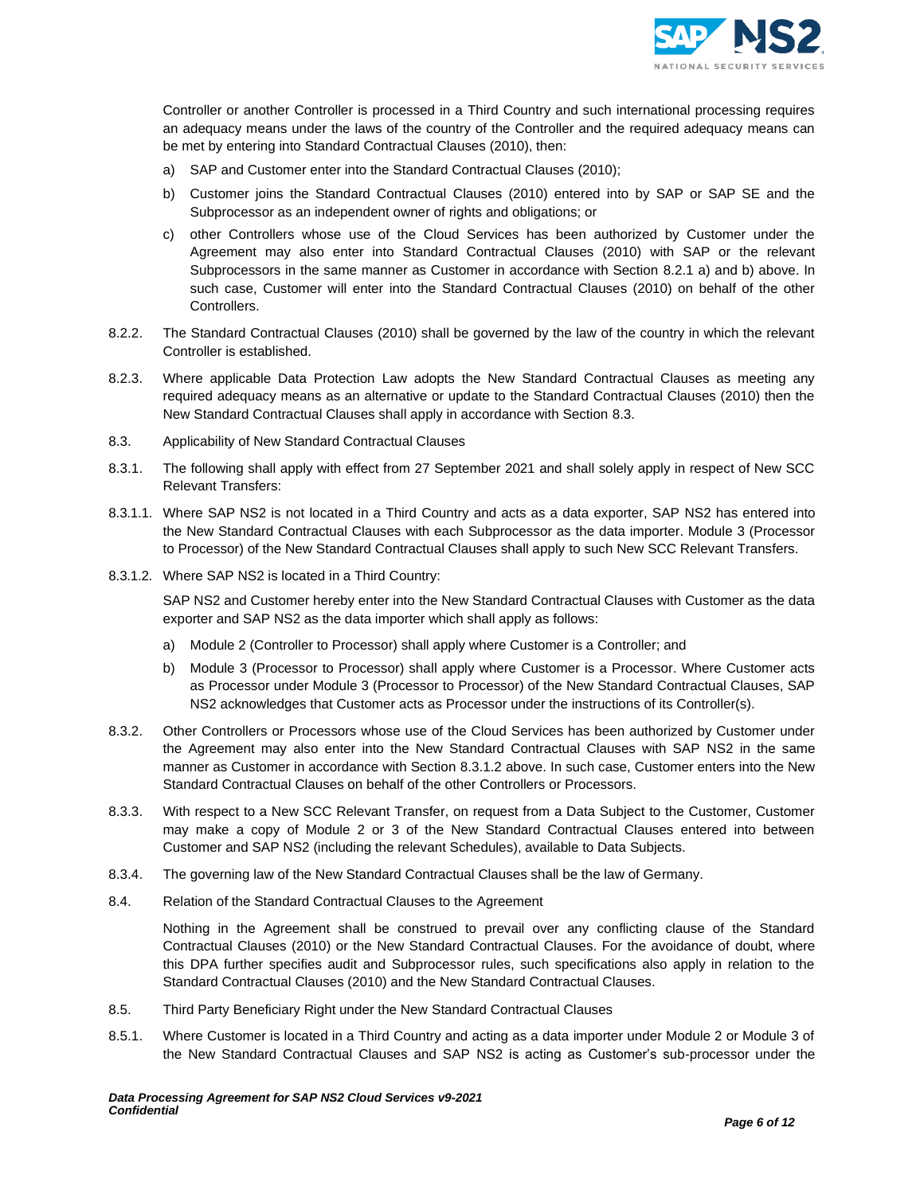Controller or another Controller is processed in a Third Country and such international processing requires an adequacy means under the laws of the country of the Controller and the required adequacy means can be met by entering into Standard Contractual Clauses (2010), then:

a) SAP and Customer enter into the Standard Contractual Clauses (2010);

b) Customer joins the Standard Contractual Clauses (2010) entered into by SAP or SAP SE and the Subprocessor as an independent owner of rights and obligations; or

c) other Controllers whose use of the Cloud Services has been authorized by Customer under the Agreement may also enter into Standard Contractual Clauses (2010) with SAP or the relevant Subprocessors in the same manner as Customer in accordance with Section 8.2.1 a) and b) above. In such case, Customer will enter into the Standard Contractual Clauses (2010) on behalf of the other Controllers.

8.2.2. The Standard Contractual Clauses (2010) shall be governed by the law of the country in which the relevant Controller is established.

8.2.3. Where applicable Data Protection Law adopts the New Standard Contractual Clauses as meeting any required adequacy means as an alternative or update to the Standard Contractual Clauses (2010) then the New Standard Contractual Clauses shall apply in accordance with Section 8.3.

8.3. Applicability of New Standard Contractual Clauses

8.3.1. The following shall apply with effect from 27 September 2021 and shall solely apply in respect of New SCC Relevant Transfers:

8.3.1.1. Where SAP NS2 is not located in a Third Country and acts as a data exporter, SAP NS2 has entered into the New Standard Contractual Clauses with each Subprocessor as the data importer. Module 3 (Processor to Processor) of the New Standard Contractual Clauses shall apply to such New SCC Relevant Transfers.

8.3.1.2. Where SAP NS2 is located in a Third Country:

SAP NS2 and Customer hereby enter into the New Standard Contractual Clauses with Customer as the data exporter and SAP NS2 as the data importer which shall apply as follows:

a) Module 2 (Controller to Processor) shall apply where Customer is a Controller; and

b) Module 3 (Processor to Processor) shall apply where Customer is a Processor. Where Customer acts as Processor under Module 3 (Processor to Processor) of the New Standard Contractual Clauses, SAP NS2 acknowledges that Customer acts as Processor under the instructions of its Controller(s).

8.3.2. Other Controllers or Processors whose use of the Cloud Services has been authorized by Customer under the Agreement may also enter into the New Standard Contractual Clauses with SAP NS2 in the same manner as Customer in accordance with Section 8.3.1.2 above. In such case, Customer enters into the New Standard Contractual Clauses on behalf of the other Controllers or Processors.

8.3.3. With respect to a New SCC Relevant Transfer, on request from a Data Subject to the Customer, Customer may make a copy of Module 2 or 3 of the New Standard Contractual Clauses entered into between Customer and SAP NS2 (including the relevant Schedules), available to Data Subjects.

8.3.4. The governing law of the New Standard Contractual Clauses shall be the law of Germany.

8.4. Relation of the Standard Contractual Clauses to the Agreement

Nothing in the Agreement shall be construed to prevail over any conflicting clause of the Standard Contractual Clauses (2010) or the New Standard Contractual Clauses. For the avoidance of doubt, where this DPA further specifies audit and Subprocessor rules, such specifications also apply in relation to the Standard Contractual Clauses (2010) and the New Standard Contractual Clauses.

8.5. Third Party Beneficiary Right under the New Standard Contractual Clauses

8.5.1. Where Customer is located in a Third Country and acting as a data importer under Module 2 or Module 3 of the New Standard Contractual Clauses and SAP NS2 is acting as Customer's sub-processor under the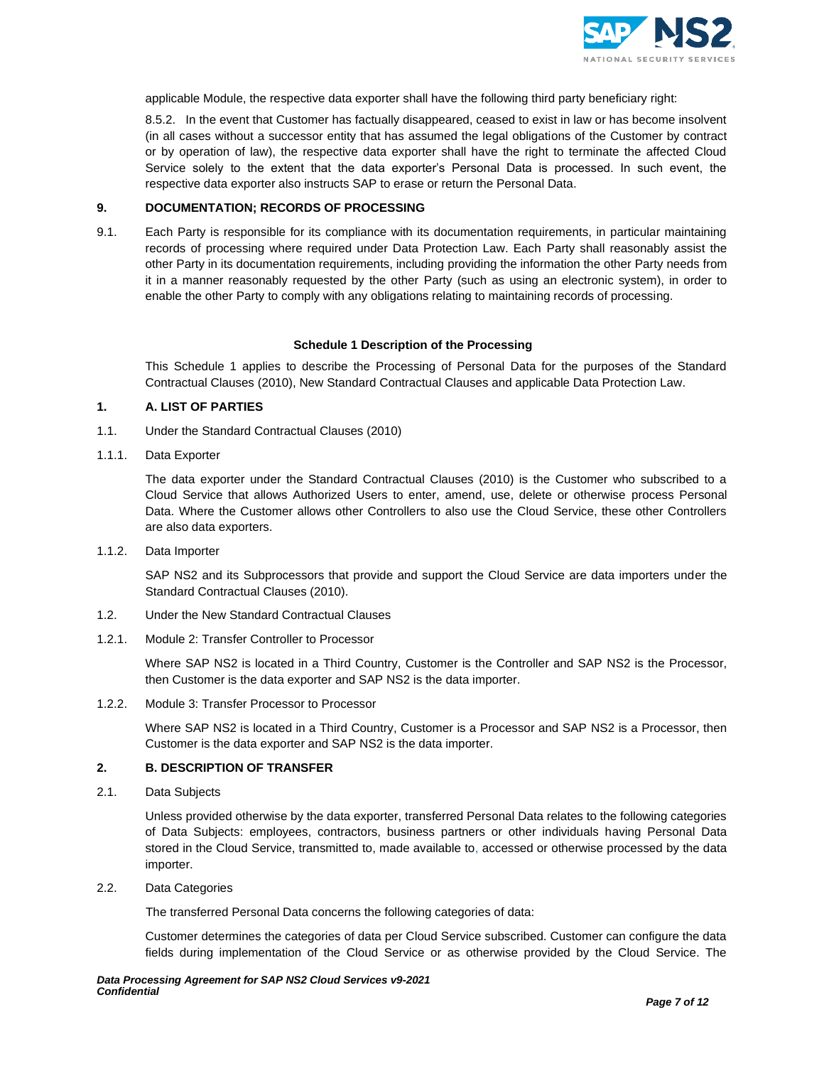applicable Module, the respective data exporter shall have the following third party beneficiary right:

8.5.2. In the event that Customer has factually disappeared, ceased to exist in law or has become insolvent (in all cases without a successor entity that has assumed the legal obligations of the Customer by contract or by operation of law), the respective data exporter shall have the right to terminate the affected Cloud Service solely to the extent that the data exporter's Personal Data is processed. In such event, the respective data exporter also instructs SAP to erase or return the Personal Data.

## 9. DOCUMENTATION; RECORDS OF PROCESSING

9.1. Each Party is responsible for its compliance with its documentation requirements, in particular maintaining records of processing where required under Data Protection Law. Each Party shall reasonably assist the other Party in its documentation requirements, including providing the information the other Party needs from it in a manner reasonably requested by the other Party (such as using an electronic system), in order to enable the other Party to comply with any obligations relating to maintaining records of processing.

## Schedule 1 Description of the Processing

This Schedule 1 applies to describe the Processing of Personal Data for the purposes of the Standard Contractual Clauses (2010), New Standard Contractual Clauses and applicable Data Protection Law.

## 1. A. LIST OF PARTIES

1.1. Under the Standard Contractual Clauses (2010)

1.1.1. Data Exporter

The data exporter under the Standard Contractual Clauses (2010) is the Customer who subscribed to a Cloud Service that allows Authorized Users to enter, amend, use, delete or otherwise process Personal Data. Where the Customer allows other Controllers to also use the Cloud Service, these other Controllers are also data exporters.

1.1.2. Data Importer

SAP NS2 and its Subprocessors that provide and support the Cloud Service are data importers under the Standard Contractual Clauses (2010).

1.2. Under the New Standard Contractual Clauses

1.2.1. Module 2: Transfer Controller to Processor

Where SAP NS2 is located in a Third Country, Customer is the Controller and SAP NS2 is the Processor, then Customer is the data exporter and SAP NS2 is the data importer.

1.2.2. Module 3: Transfer Processor to Processor

Where SAP NS2 is located in a Third Country, Customer is a Processor and SAP NS2 is a Processor, then Customer is the data exporter and SAP NS2 is the data importer.

## 2. B. DESCRIPTION OF TRANSFER

2.1. Data Subjects

Unless provided otherwise by the data exporter, transferred Personal Data relates to the following categories of Data Subjects: employees, contractors, business partners or other individuals having Personal Data stored in the Cloud Service, transmitted to, made available to, accessed or otherwise processed by the data importer.

2.2. Data Categories

The transferred Personal Data concerns the following categories of data:

Customer determines the categories of data per Cloud Service subscribed. Customer can configure the data fields during implementation of the Cloud Service or as otherwise provided by the Cloud Service. The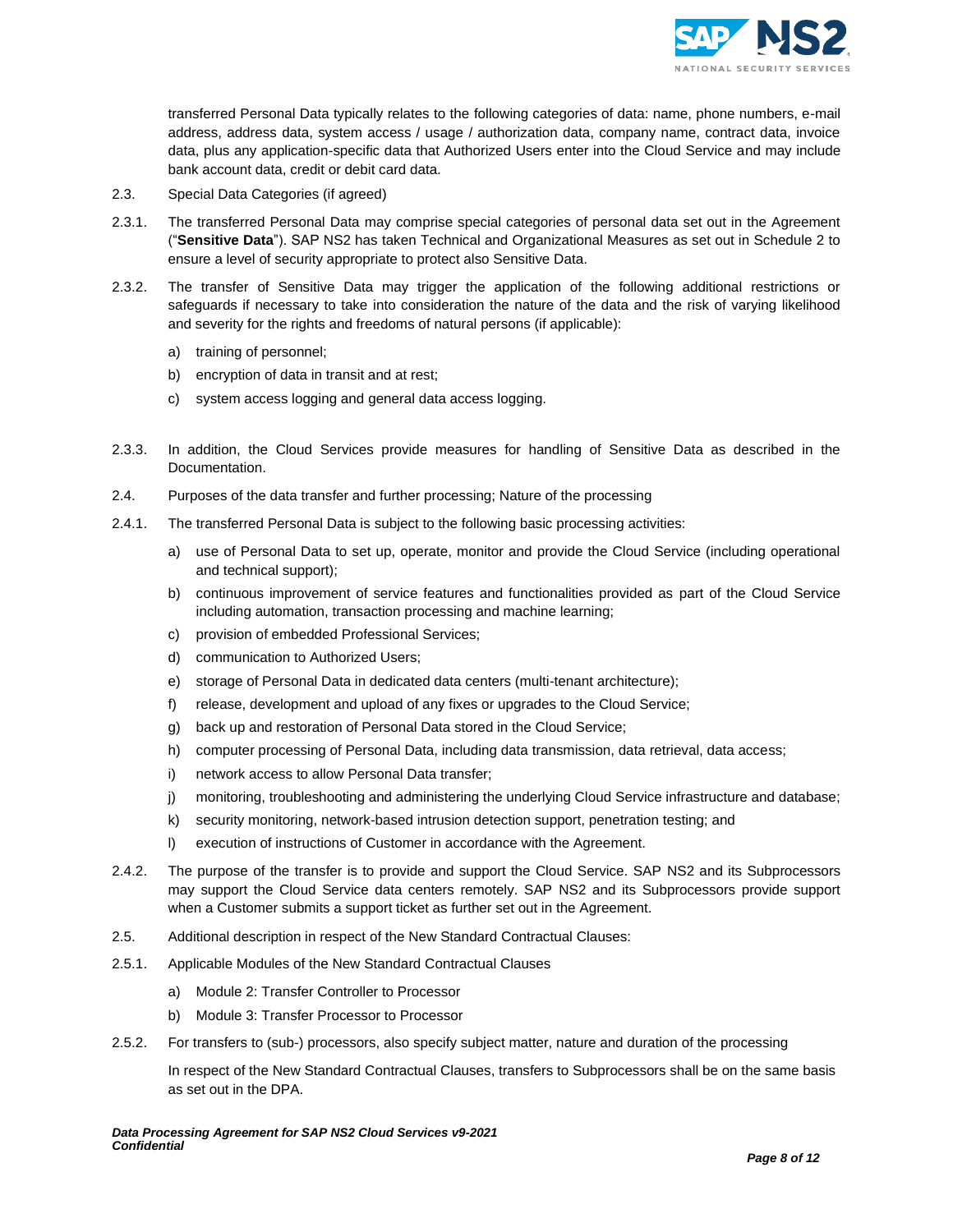transferred Personal Data typically relates to the following categories of data: name, phone numbers, e-mail address, address data, system access / usage / authorization data, company name, contract data, invoice data, plus any application-specific data that Authorized Users enter into the Cloud Service and may include bank account data, credit or debit card data.

2.3. Special Data Categories (if agreed)

2.3.1. The transferred Personal Data may comprise special categories of personal data set out in the Agreement ("**Sensitive Data**"). SAP NS2 has taken Technical and Organizational Measures as set out in Schedule 2 to ensure a level of security appropriate to protect also Sensitive Data.

2.3.2. The transfer of Sensitive Data may trigger the application of the following additional restrictions or safeguards if necessary to take into consideration the nature of the data and the risk of varying likelihood and severity for the rights and freedoms of natural persons (if applicable):

a) training of personnel;
b) encryption of data in transit and at rest;
c) system access logging and general data access logging.

2.3.3. In addition, the Cloud Services provide measures for handling of Sensitive Data as described in the Documentation.

2.4. Purposes of the data transfer and further processing; Nature of the processing

2.4.1. The transferred Personal Data is subject to the following basic processing activities:

a) use of Personal Data to set up, operate, monitor and provide the Cloud Service (including operational and technical support);
b) continuous improvement of service features and functionalities provided as part of the Cloud Service including automation, transaction processing and machine learning;
c) provision of embedded Professional Services;
d) communication to Authorized Users;
e) storage of Personal Data in dedicated data centers (multi-tenant architecture);
f) release, development and upload of any fixes or upgrades to the Cloud Service;
g) back up and restoration of Personal Data stored in the Cloud Service;
h) computer processing of Personal Data, including data transmission, data retrieval, data access;
i) network access to allow Personal Data transfer;
j) monitoring, troubleshooting and administering the underlying Cloud Service infrastructure and database;
k) security monitoring, network-based intrusion detection support, penetration testing; and
l) execution of instructions of Customer in accordance with the Agreement.

2.4.2. The purpose of the transfer is to provide and support the Cloud Service. SAP NS2 and its Subprocessors may support the Cloud Service data centers remotely. SAP NS2 and its Subprocessors provide support when a Customer submits a support ticket as further set out in the Agreement.

2.5. Additional description in respect of the New Standard Contractual Clauses:

2.5.1. Applicable Modules of the New Standard Contractual Clauses

a) Module 2: Transfer Controller to Processor
b) Module 3: Transfer Processor to Processor

2.5.2. For transfers to (sub-) processors, also specify subject matter, nature and duration of the processing

In respect of the New Standard Contractual Clauses, transfers to Subprocessors shall be on the same basis as set out in the DPA.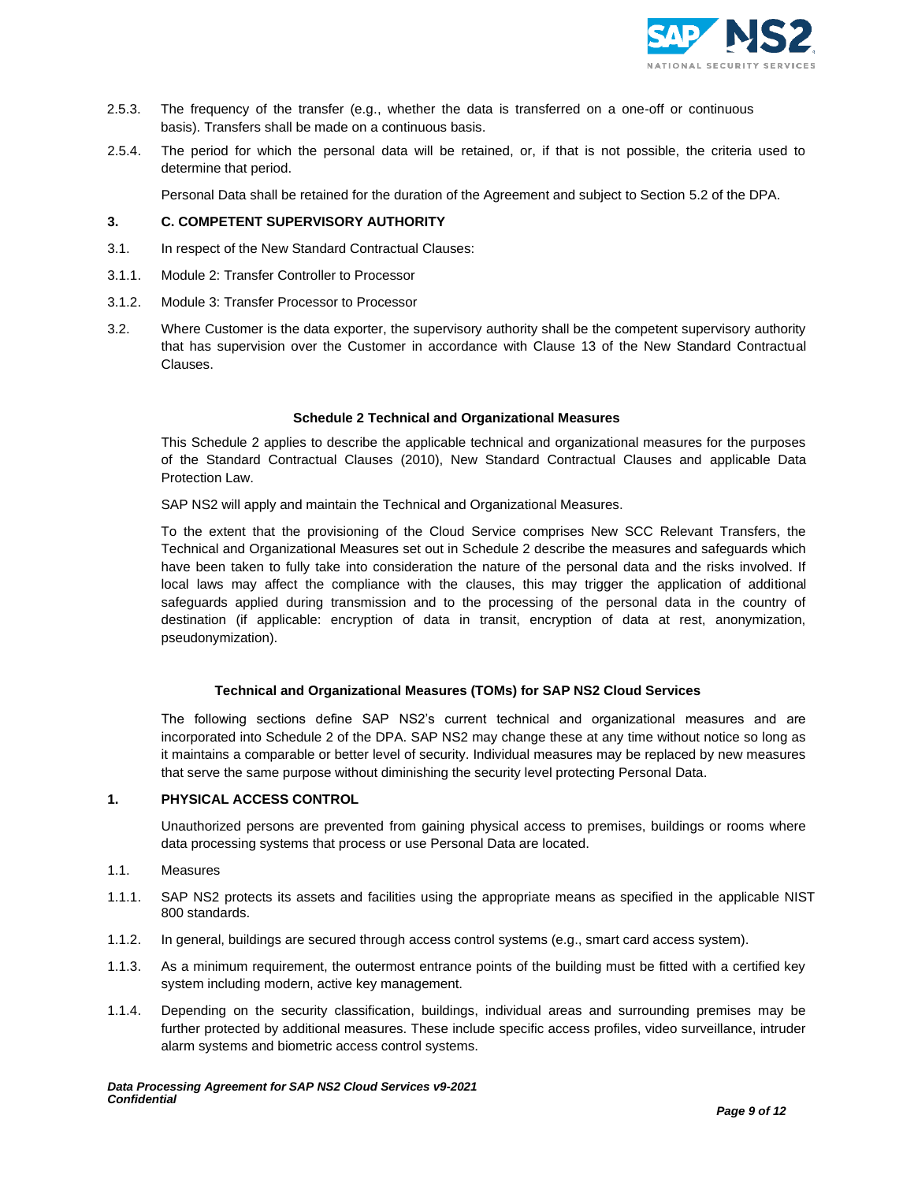2.5.3. The frequency of the transfer (e.g., whether the data is transferred on a one-off or continuous basis). Transfers shall be made on a continuous basis.

2.5.4. The period for which the personal data will be retained, or, if that is not possible, the criteria used to determine that period.

Personal Data shall be retained for the duration of the Agreement and subject to Section 5.2 of the DPA.

## 3. C. COMPETENT SUPERVISORY AUTHORITY

3.1. In respect of the New Standard Contractual Clauses:

3.1.1. Module 2: Transfer Controller to Processor

3.1.2. Module 3: Transfer Processor to Processor

3.2. Where Customer is the data exporter, the supervisory authority shall be the competent supervisory authority that has supervision over the Customer in accordance with Clause 13 of the New Standard Contractual Clauses.

## Schedule 2 Technical and Organizational Measures

This Schedule 2 applies to describe the applicable technical and organizational measures for the purposes of the Standard Contractual Clauses (2010), New Standard Contractual Clauses and applicable Data Protection Law.

SAP NS2 will apply and maintain the Technical and Organizational Measures.

To the extent that the provisioning of the Cloud Service comprises New SCC Relevant Transfers, the Technical and Organizational Measures set out in Schedule 2 describe the measures and safeguards which have been taken to fully take into consideration the nature of the personal data and the risks involved. If local laws may affect the compliance with the clauses, this may trigger the application of additional safeguards applied during transmission and to the processing of the personal data in the country of destination (if applicable: encryption of data in transit, encryption of data at rest, anonymization, pseudonymization).

## Technical and Organizational Measures (TOMs) for SAP NS2 Cloud Services

The following sections define SAP NS2's current technical and organizational measures and are incorporated into Schedule 2 of the DPA. SAP NS2 may change these at any time without notice so long as it maintains a comparable or better level of security. Individual measures may be replaced by new measures that serve the same purpose without diminishing the security level protecting Personal Data.

## 1. PHYSICAL ACCESS CONTROL

Unauthorized persons are prevented from gaining physical access to premises, buildings or rooms where data processing systems that process or use Personal Data are located.

1.1. Measures

1.1.1. SAP NS2 protects its assets and facilities using the appropriate means as specified in the applicable NIST 800 standards.

1.1.2. In general, buildings are secured through access control systems (e.g., smart card access system).

1.1.3. As a minimum requirement, the outermost entrance points of the building must be fitted with a certified key system including modern, active key management.

1.1.4. Depending on the security classification, buildings, individual areas and surrounding premises may be further protected by additional measures. These include specific access profiles, video surveillance, intruder alarm systems and biometric access control systems.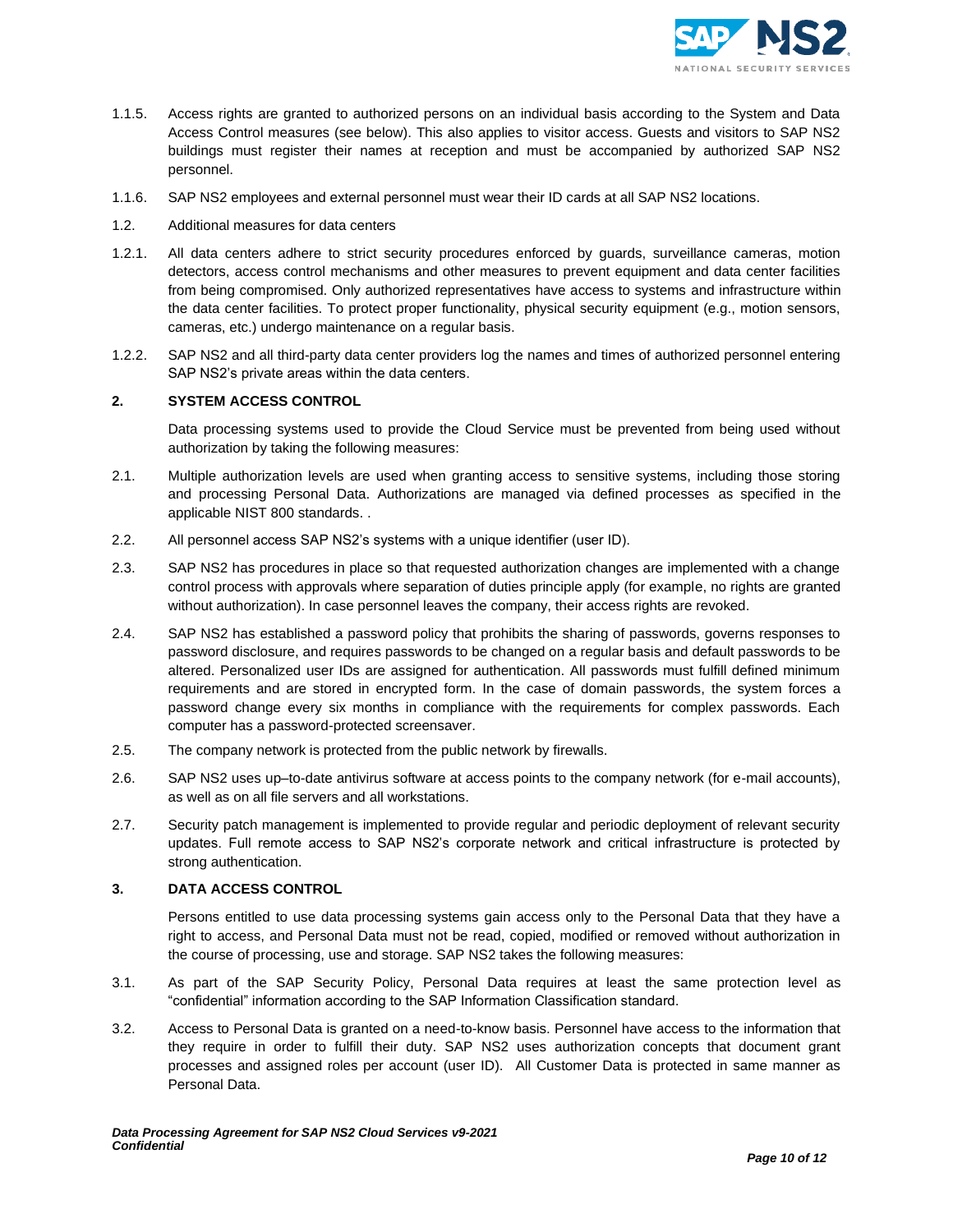1.1.5. Access rights are granted to authorized persons on an individual basis according to the System and Data Access Control measures (see below). This also applies to visitor access. Guests and visitors to SAP NS2 buildings must register their names at reception and must be accompanied by authorized SAP NS2 personnel.

1.1.6. SAP NS2 employees and external personnel must wear their ID cards at all SAP NS2 locations.

1.2. Additional measures for data centers

1.2.1. All data centers adhere to strict security procedures enforced by guards, surveillance cameras, motion detectors, access control mechanisms and other measures to prevent equipment and data center facilities from being compromised. Only authorized representatives have access to systems and infrastructure within the data center facilities. To protect proper functionality, physical security equipment (e.g., motion sensors, cameras, etc.) undergo maintenance on a regular basis.

1.2.2. SAP NS2 and all third-party data center providers log the names and times of authorized personnel entering SAP NS2's private areas within the data centers.

## 2. SYSTEM ACCESS CONTROL

Data processing systems used to provide the Cloud Service must be prevented from being used without authorization by taking the following measures:

2.1. Multiple authorization levels are used when granting access to sensitive systems, including those storing and processing Personal Data. Authorizations are managed via defined processes as specified in the applicable NIST 800 standards. .

2.2. All personnel access SAP NS2's systems with a unique identifier (user ID).

2.3. SAP NS2 has procedures in place so that requested authorization changes are implemented with a change control process with approvals where separation of duties principle apply (for example, no rights are granted without authorization). In case personnel leaves the company, their access rights are revoked.

2.4. SAP NS2 has established a password policy that prohibits the sharing of passwords, governs responses to password disclosure, and requires passwords to be changed on a regular basis and default passwords to be altered. Personalized user IDs are assigned for authentication. All passwords must fulfill defined minimum requirements and are stored in encrypted form. In the case of domain passwords, the system forces a password change every six months in compliance with the requirements for complex passwords. Each computer has a password-protected screensaver.

2.5. The company network is protected from the public network by firewalls.

2.6. SAP NS2 uses up–to-date antivirus software at access points to the company network (for e-mail accounts), as well as on all file servers and all workstations.

2.7. Security patch management is implemented to provide regular and periodic deployment of relevant security updates. Full remote access to SAP NS2's corporate network and critical infrastructure is protected by strong authentication.

## 3. DATA ACCESS CONTROL

Persons entitled to use data processing systems gain access only to the Personal Data that they have a right to access, and Personal Data must not be read, copied, modified or removed without authorization in the course of processing, use and storage. SAP NS2 takes the following measures:

3.1. As part of the SAP Security Policy, Personal Data requires at least the same protection level as "confidential" information according to the SAP Information Classification standard.

3.2. Access to Personal Data is granted on a need-to-know basis. Personnel have access to the information that they require in order to fulfill their duty. SAP NS2 uses authorization concepts that document grant processes and assigned roles per account (user ID). All Customer Data is protected in same manner as Personal Data.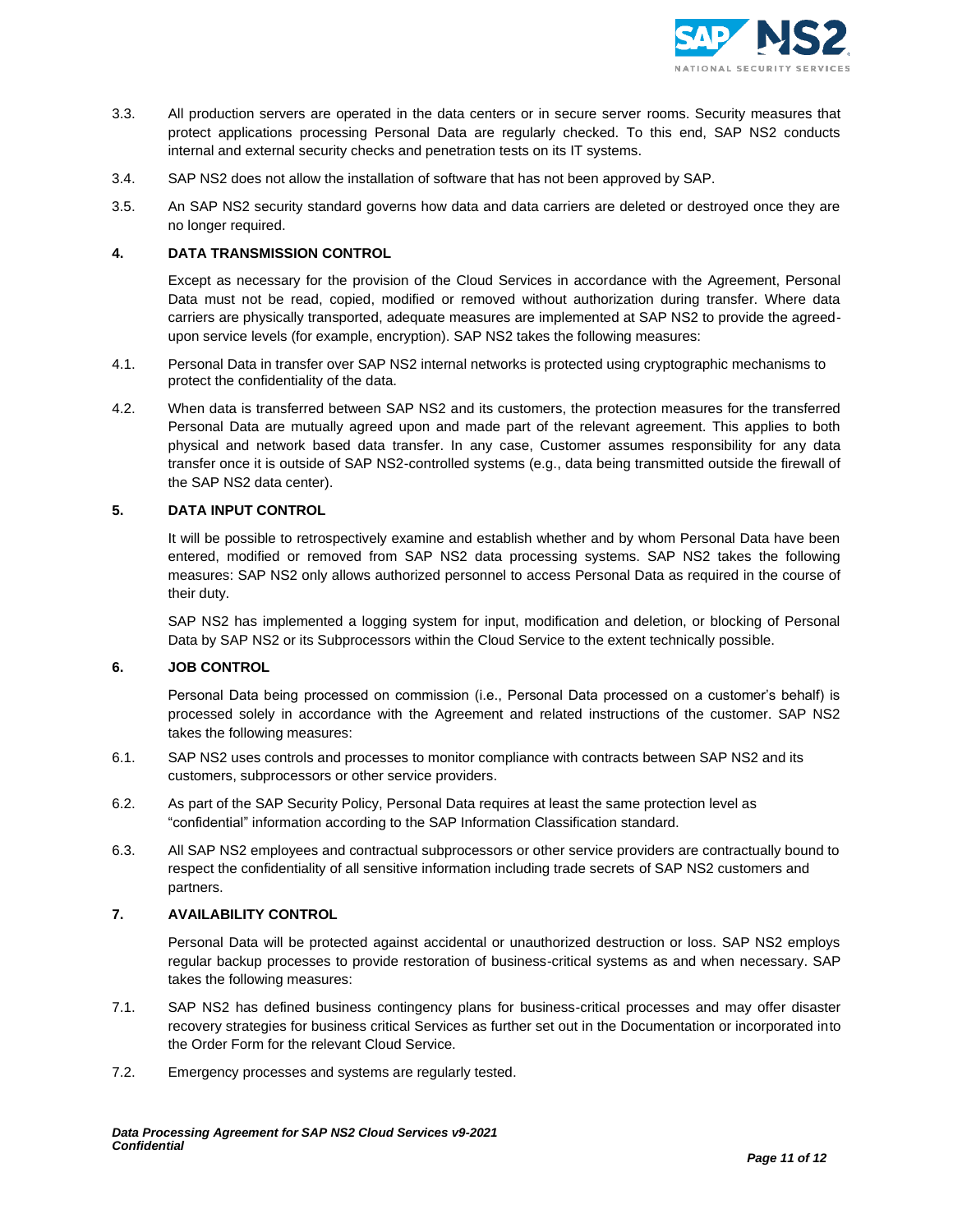3.3. All production servers are operated in the data centers or in secure server rooms. Security measures that protect applications processing Personal Data are regularly checked. To this end, SAP NS2 conducts internal and external security checks and penetration tests on its IT systems.

3.4. SAP NS2 does not allow the installation of software that has not been approved by SAP.

3.5. An SAP NS2 security standard governs how data and data carriers are deleted or destroyed once they are no longer required.

### 4. DATA TRANSMISSION CONTROL

Except as necessary for the provision of the Cloud Services in accordance with the Agreement, Personal Data must not be read, copied, modified or removed without authorization during transfer. Where data carriers are physically transported, adequate measures are implemented at SAP NS2 to provide the agreed-upon service levels (for example, encryption). SAP NS2 takes the following measures:

4.1. Personal Data in transfer over SAP NS2 internal networks is protected using cryptographic mechanisms to protect the confidentiality of the data.

4.2. When data is transferred between SAP NS2 and its customers, the protection measures for the transferred Personal Data are mutually agreed upon and made part of the relevant agreement. This applies to both physical and network based data transfer. In any case, Customer assumes responsibility for any data transfer once it is outside of SAP NS2-controlled systems (e.g., data being transmitted outside the firewall of the SAP NS2 data center).

### 5. DATA INPUT CONTROL

It will be possible to retrospectively examine and establish whether and by whom Personal Data have been entered, modified or removed from SAP NS2 data processing systems. SAP NS2 takes the following measures: SAP NS2 only allows authorized personnel to access Personal Data as required in the course of their duty.

SAP NS2 has implemented a logging system for input, modification and deletion, or blocking of Personal Data by SAP NS2 or its Subprocessors within the Cloud Service to the extent technically possible.

### 6. JOB CONTROL

Personal Data being processed on commission (i.e., Personal Data processed on a customer's behalf) is processed solely in accordance with the Agreement and related instructions of the customer. SAP NS2 takes the following measures:

6.1. SAP NS2 uses controls and processes to monitor compliance with contracts between SAP NS2 and its customers, subprocessors or other service providers.

6.2. As part of the SAP Security Policy, Personal Data requires at least the same protection level as "confidential" information according to the SAP Information Classification standard.

6.3. All SAP NS2 employees and contractual subprocessors or other service providers are contractually bound to respect the confidentiality of all sensitive information including trade secrets of SAP NS2 customers and partners.

### 7. AVAILABILITY CONTROL

Personal Data will be protected against accidental or unauthorized destruction or loss. SAP NS2 employs regular backup processes to provide restoration of business-critical systems as and when necessary. SAP takes the following measures:

7.1. SAP NS2 has defined business contingency plans for business-critical processes and may offer disaster recovery strategies for business critical Services as further set out in the Documentation or incorporated into the Order Form for the relevant Cloud Service.

7.2. Emergency processes and systems are regularly tested.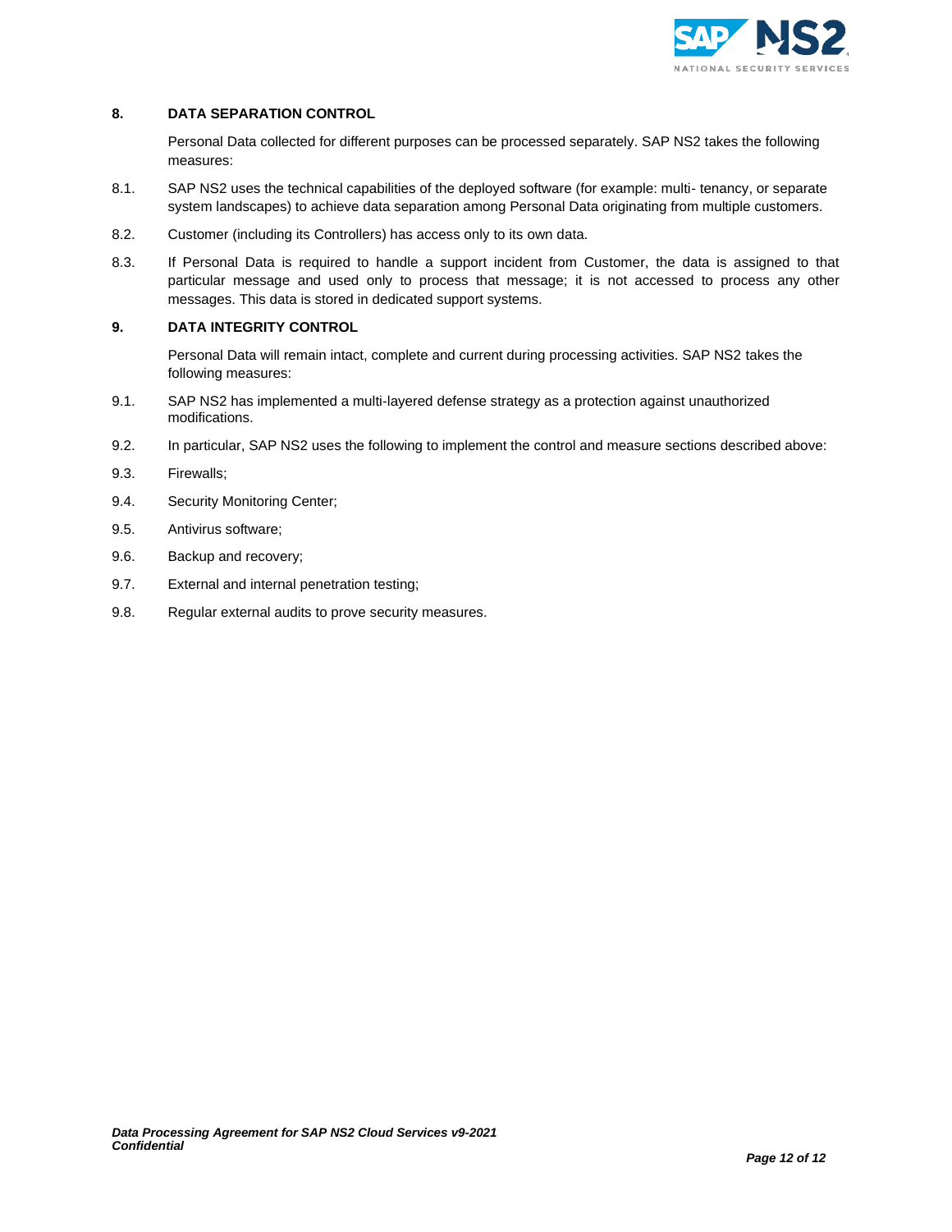## 8. DATA SEPARATION CONTROL

Personal Data collected for different purposes can be processed separately. SAP NS2 takes the following measures:

8.1. SAP NS2 uses the technical capabilities of the deployed software (for example: multi- tenancy, or separate system landscapes) to achieve data separation among Personal Data originating from multiple customers.

8.2. Customer (including its Controllers) has access only to its own data.

8.3. If Personal Data is required to handle a support incident from Customer, the data is assigned to that particular message and used only to process that message; it is not accessed to process any other messages. This data is stored in dedicated support systems.

## 9. DATA INTEGRITY CONTROL

Personal Data will remain intact, complete and current during processing activities. SAP NS2 takes the following measures:

9.1. SAP NS2 has implemented a multi-layered defense strategy as a protection against unauthorized modifications.

9.2. In particular, SAP NS2 uses the following to implement the control and measure sections described above:

9.3. Firewalls;

9.4. Security Monitoring Center;

9.5. Antivirus software;

9.6. Backup and recovery;

9.7. External and internal penetration testing;

9.8. Regular external audits to prove security measures.